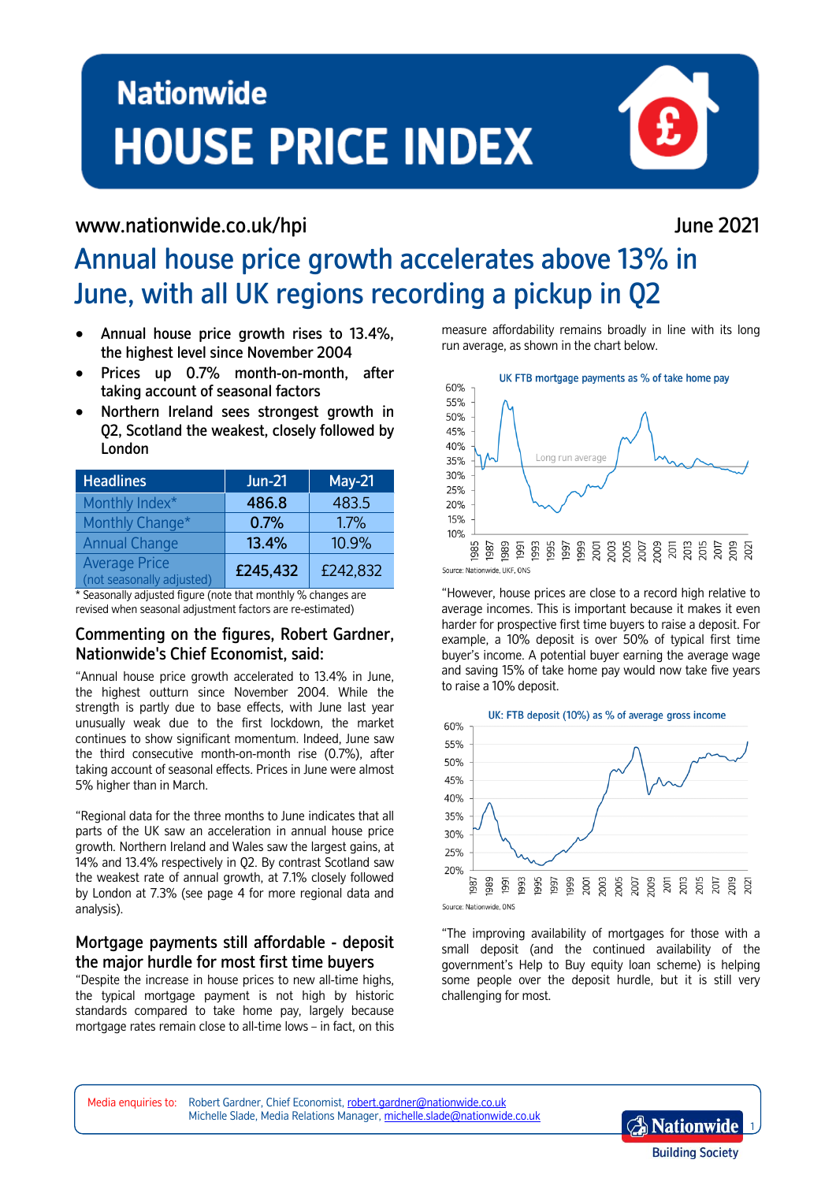# Nationwide HOUSE PRICE INDEX

www.nationwide.co.uk/hpi

June 2021

## Annual house price growth accelerates above 13% in June, with all UK regions recording a pickup in Q2

- **Annual house price growth rises to 13.4%, the highest level since November 2004**
- **Prices up 0.7% month-on-month, after taking account of seasonal factors**
- **Northern Ireland sees strongest growth in Q2, Scotland the weakest, closely followed by London**

| Headlines | Jun-21 | May-21 |
|---|---|---|
| Monthly Index* | 486.8 | 483.5 |
| Monthly Change* | 0.7% | 1.7% |
| Annual Change | 13.4% | 10.9% |
| Average Price (not seasonally adjusted) | £245,432 | £242,832 |

\* Seasonally adjusted figure (note that monthly % changes are revised when seasonal adjustment factors are re-estimated)

### Commenting on the figures, Robert Gardner, Nationwide's Chief Economist, said:

"Annual house price growth accelerated to 13.4% in June, the highest outturn since November 2004. While the strength is partly due to base effects, with June last year unusually weak due to the first lockdown, the market continues to show significant momentum. Indeed, June saw the third consecutive month-on-month rise (0.7%), after taking account of seasonal effects. Prices in June were almost 5% higher than in March.

"Regional data for the three months to June indicates that all parts of the UK saw an acceleration in annual house price growth. Northern Ireland and Wales saw the largest gains, at 14% and 13.4% respectively in Q2. By contrast Scotland saw the weakest rate of annual growth, at 7.1% closely followed by London at 7.3% (see page 4 for more regional data and analysis).

### Mortgage payments still affordable - deposit the major hurdle for most first time buyers

"Despite the increase in house prices to new all-time highs, the typical mortgage payment is not high by historic standards compared to take home pay, largely because mortgage rates remain close to all-time lows – in fact, on this measure affordability remains broadly in line with its long run average, as shown in the chart below.

UK FTB mortgage payments as % of take home pay

Source: Nationwide, UKF, ONS

"However, house prices are close to a record high relative to average incomes. This is important because it makes it even harder for prospective first time buyers to raise a deposit. For example, a 10% deposit is over 50% of typical first time buyer's income. A potential buyer earning the average wage and saving 15% of take home pay would now take five years to raise a 10% deposit.

UK: FTB deposit (10%) as % of average gross income

Source: Nationwide, ONS

"The improving availability of mortgages for those with a small deposit (and the continued availability of the government's Help to Buy equity loan scheme) is helping some people over the deposit hurdle, but it is still very challenging for most.

Media enquiries to: Robert Gardner, Chief Economist, robert.gardner@nationwide.co.uk
Michelle Slade, Media Relations Manager, michelle.slade@nationwide.co.uk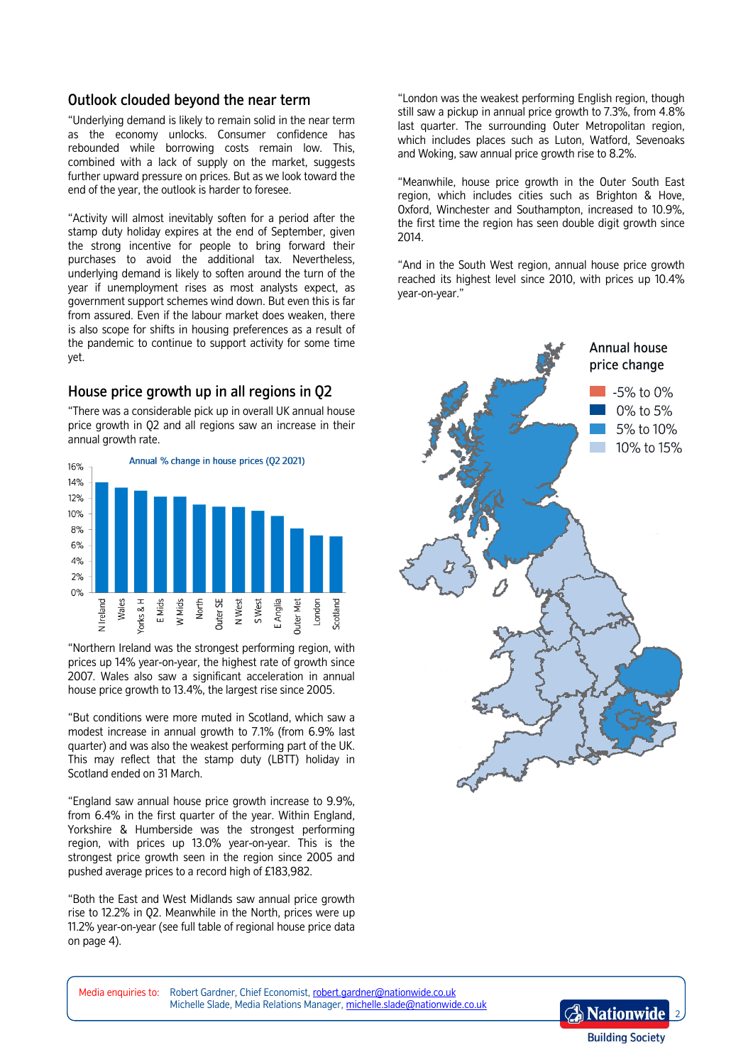## Outlook clouded beyond the near term

"Underlying demand is likely to remain solid in the near term as the economy unlocks. Consumer confidence has rebounded while borrowing costs remain low. This, combined with a lack of supply on the market, suggests further upward pressure on prices. But as we look toward the end of the year, the outlook is harder to foresee.

"Activity will almost inevitably soften for a period after the stamp duty holiday expires at the end of September, given the strong incentive for people to bring forward their purchases to avoid the additional tax. Nevertheless, underlying demand is likely to soften around the turn of the year if unemployment rises as most analysts expect, as government support schemes wind down. But even this is far from assured. Even if the labour market does weaken, there is also scope for shifts in housing preferences as a result of the pandemic to continue to support activity for some time yet.

## House price growth up in all regions in Q2

"There was a considerable pick up in overall UK annual house price growth in Q2 and all regions saw an increase in their annual growth rate.

"Northern Ireland was the strongest performing region, with prices up 14% year-on-year, the highest rate of growth since 2007. Wales also saw a significant acceleration in annual house price growth to 13.4%, the largest rise since 2005.

"But conditions were more muted in Scotland, which saw a modest increase in annual growth to 7.1% (from 6.9% last quarter) and was also the weakest performing part of the UK. This may reflect that the stamp duty (LBTT) holiday in Scotland ended on 31 March.

"England saw annual house price growth increase to 9.9%, from 6.4% in the first quarter of the year. Within England, Yorkshire & Humberside was the strongest performing region, with prices up 13.0% year-on-year. This is the strongest price growth seen in the region since 2005 and pushed average prices to a record high of £183,982.

"Both the East and West Midlands saw annual price growth rise to 12.2% in Q2. Meanwhile in the North, prices were up 11.2% year-on-year (see full table of regional house price data on page 4).

"London was the weakest performing English region, though still saw a pickup in annual price growth to 7.3%, from 4.8% last quarter. The surrounding Outer Metropolitan region, which includes places such as Luton, Watford, Sevenoaks and Woking, saw annual price growth rise to 8.2%.

"Meanwhile, house price growth in the Outer South East region, which includes cities such as Brighton & Hove, Oxford, Winchester and Southampton, increased to 10.9%, the first time the region has seen double digit growth since 2014.

"And in the South West region, annual house price growth reached its highest level since 2010, with prices up 10.4% year-on-year."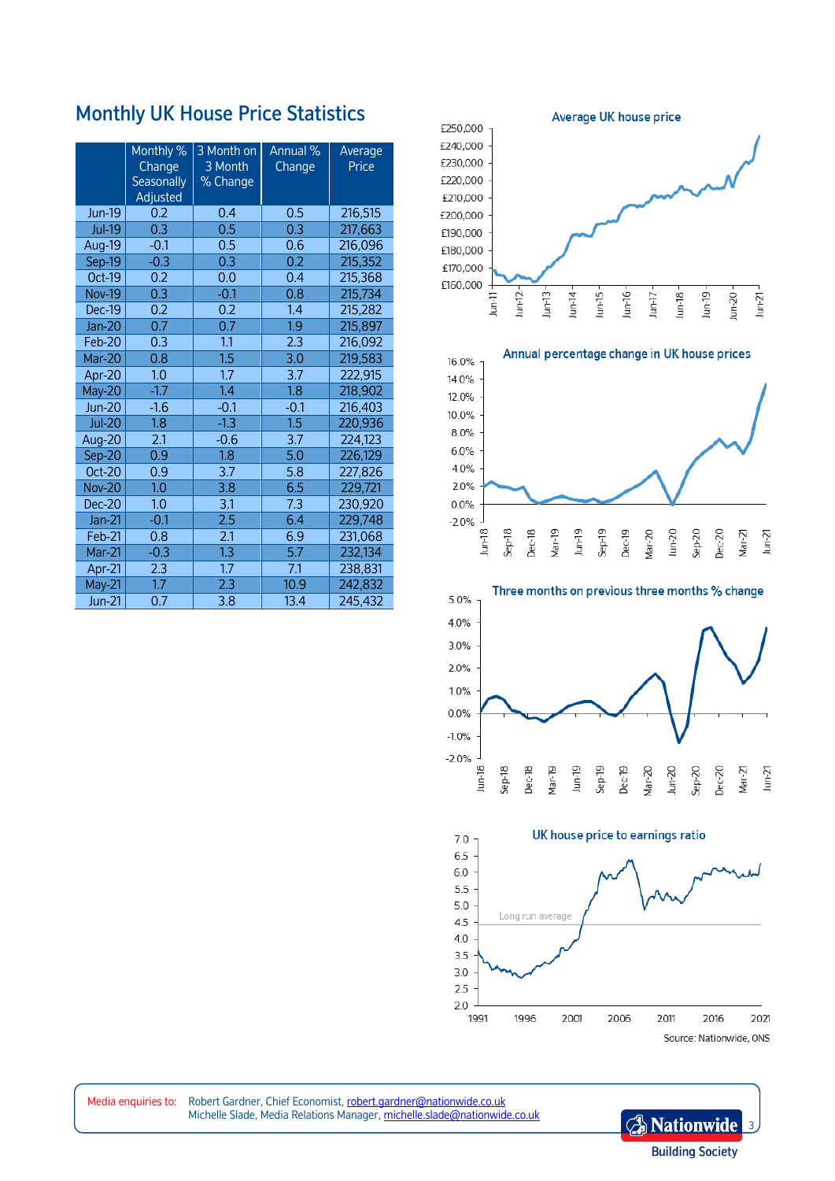## Monthly UK House Price Statistics

| | Monthly % Change Seasonally Adjusted | 3 Month on 3 Month % Change | Annual % Change | Average Price |
|---|---|---|---|---|
| Jun-19 | 0.2 | 0.4 | 0.5 | 216,515 |
| Jul-19 | 0.3 | 0.5 | 0.3 | 217,663 |
| Aug-19 | -0.1 | 0.5 | 0.6 | 216,096 |
| Sep-19 | -0.3 | 0.3 | 0.2 | 215,352 |
| Oct-19 | 0.2 | 0.0 | 0.4 | 215,368 |
| Nov-19 | 0.3 | -0.1 | 0.8 | 215,734 |
| Dec-19 | 0.2 | 0.2 | 1.4 | 215,282 |
| Jan-20 | 0.7 | 0.7 | 1.9 | 215,897 |
| Feb-20 | 0.3 | 1.1 | 2.3 | 216,092 |
| Mar-20 | 0.8 | 1.5 | 3.0 | 219,583 |
| Apr-20 | 1.0 | 1.7 | 3.7 | 222,915 |
| May-20 | -1.7 | 1.4 | 1.8 | 218,902 |
| Jun-20 | -1.6 | -0.1 | -0.1 | 216,403 |
| Jul-20 | 1.8 | -1.3 | 1.5 | 220,936 |
| Aug-20 | 2.1 | -0.6 | 3.7 | 224,123 |
| Sep-20 | 0.9 | 1.8 | 5.0 | 226,129 |
| Oct-20 | 0.9 | 3.7 | 5.8 | 227,826 |
| Nov-20 | 1.0 | 3.8 | 6.5 | 229,721 |
| Dec-20 | 1.0 | 3.1 | 7.3 | 230,920 |
| Jan-21 | -0.1 | 2.5 | 6.4 | 229,748 |
| Feb-21 | 0.8 | 2.1 | 6.9 | 231,068 |
| Mar-21 | -0.3 | 1.3 | 5.7 | 232,134 |
| Apr-21 | 2.3 | 1.7 | 7.1 | 238,831 |
| May-21 | 1.7 | 2.3 | 10.9 | 242,832 |
| Jun-21 | 0.7 | 3.8 | 13.4 | 245,432 |

Average UK house price

Annual percentage change in UK house prices

Three months on previous three months % change

UK house price to earnings ratio

Source: Nationwide, ONS

Media enquiries to: Robert Gardner, Chief Economist, robert.gardner@nationwide.co.uk
Michelle Slade, Media Relations Manager, michelle.slade@nationwide.co.uk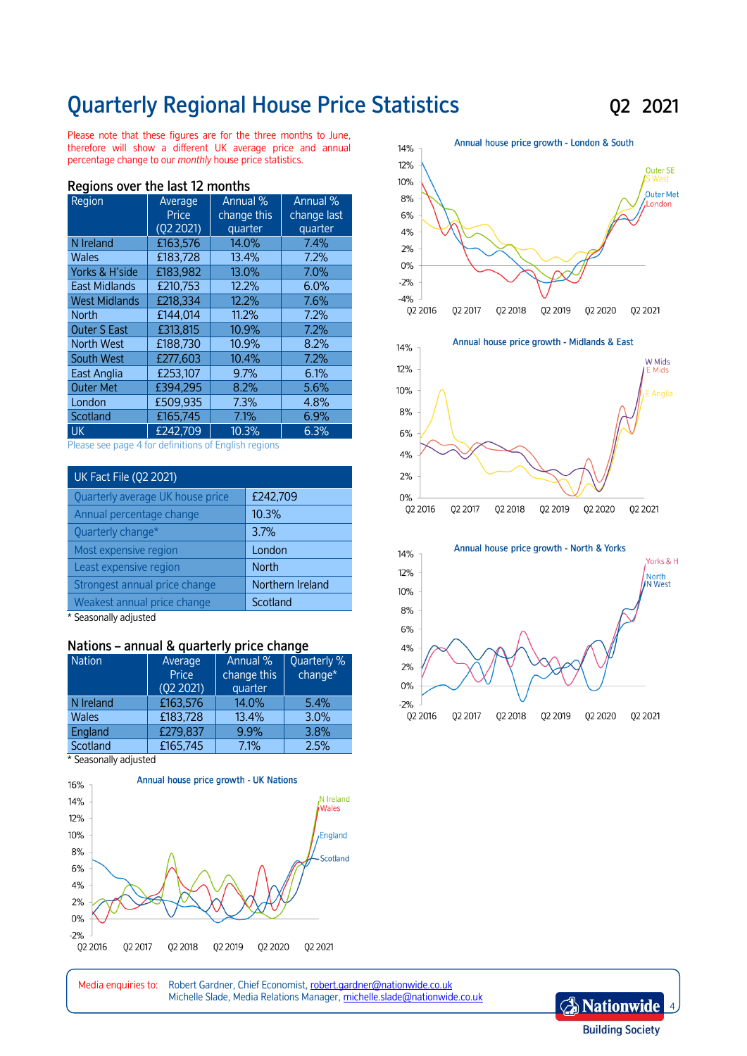# Quarterly Regional House Price Statistics

**Q2 2021**

Please note that these figures are for the three months to June, therefore will show a different UK average price and annual percentage change to our *monthly* house price statistics.

## Regions over the last 12 months

| Region | Average Price (Q2 2021) | Annual % change this quarter | Annual % change last quarter |
|---|---|---|---|
| N Ireland | £163,576 | 14.0% | 7.4% |
| Wales | £183,728 | 13.4% | 7.2% |
| Yorks & H'side | £183,982 | 13.0% | 7.0% |
| East Midlands | £210,753 | 12.2% | 6.0% |
| West Midlands | £218,334 | 12.2% | 7.6% |
| North | £144,014 | 11.2% | 7.2% |
| Outer S East | £313,815 | 10.9% | 7.2% |
| North West | £188,730 | 10.9% | 8.2% |
| South West | £277,603 | 10.4% | 7.2% |
| East Anglia | £253,107 | 9.7% | 6.1% |
| Outer Met | £394,295 | 8.2% | 5.6% |
| London | £509,935 | 7.3% | 4.8% |
| Scotland | £165,745 | 7.1% | 6.9% |
| UK | £242,709 | 10.3% | 6.3% |

Please see page 4 for definitions of English regions

| UK Fact File (Q2 2021) | |
|---|---|
| Quarterly average UK house price | £242,709 |
| Annual percentage change | 10.3% |
| Quarterly change* | 3.7% |
| Most expensive region | London |
| Least expensive region | North |
| Strongest annual price change | Northern Ireland |
| Weakest annual price change | Scotland |

\* Seasonally adjusted

## Nations – annual & quarterly price change

| Nation | Average Price (Q2 2021) | Annual % change this quarter | Quarterly % change* |
|---|---|---|---|
| N Ireland | £163,576 | 14.0% | 5.4% |
| Wales | £183,728 | 13.4% | 3.0% |
| England | £279,837 | 9.9% | 3.8% |
| Scotland | £165,745 | 7.1% | 2.5% |

\* Seasonally adjusted

Annual house price growth - UK Nations

Annual house price growth - London & South

Annual house price growth - Midlands & East

Annual house price growth - North & Yorks

Media enquiries to: Robert Gardner, Chief Economist, robert.gardner@nationwide.co.uk
Michelle Slade, Media Relations Manager, michelle.slade@nationwide.co.uk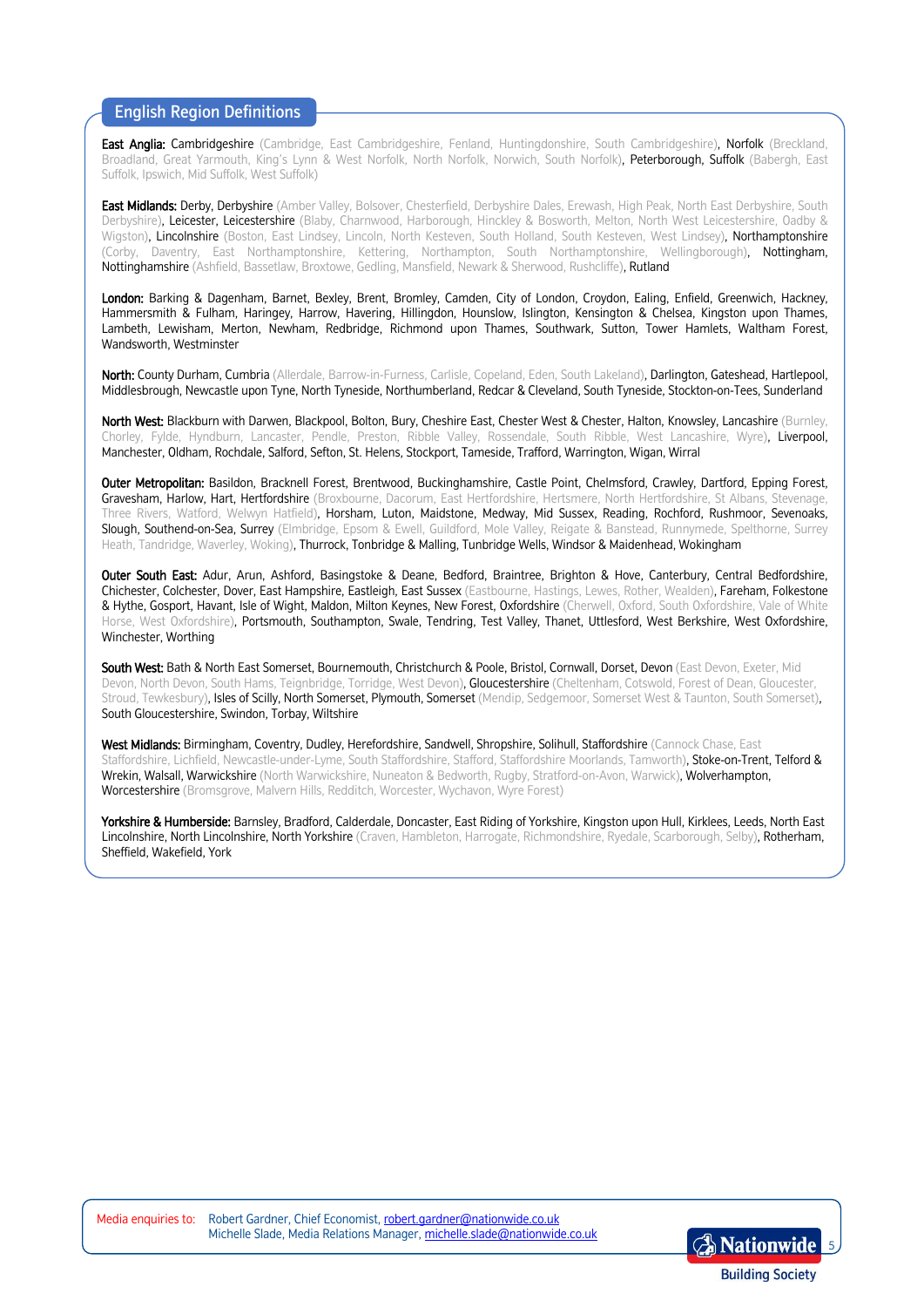## English Region Definitions

**East Anglia:** Cambridgeshire (Cambridge, East Cambridgeshire, Fenland, Huntingdonshire, South Cambridgeshire), Norfolk (Breckland, Broadland, Great Yarmouth, King's Lynn & West Norfolk, North Norfolk, Norwich, South Norfolk), Peterborough, Suffolk (Babergh, East Suffolk, Ipswich, Mid Suffolk, West Suffolk)

**East Midlands:** Derby, Derbyshire (Amber Valley, Bolsover, Chesterfield, Derbyshire Dales, Erewash, High Peak, North East Derbyshire, South Derbyshire), Leicester, Leicestershire (Blaby, Charnwood, Harborough, Hinckley & Bosworth, Melton, North West Leicestershire, Oadby & Wigston), Lincolnshire (Boston, East Lindsey, Lincoln, North Kesteven, South Holland, South Kesteven, West Lindsey), Northamptonshire (Corby, Daventry, East Northamptonshire, Kettering, Northampton, South Northamptonshire, Wellingborough), Nottingham, Nottinghamshire (Ashfield, Bassetlaw, Broxtowe, Gedling, Mansfield, Newark & Sherwood, Rushcliffe), Rutland

**London:** Barking & Dagenham, Barnet, Bexley, Brent, Bromley, Camden, City of London, Croydon, Ealing, Enfield, Greenwich, Hackney, Hammersmith & Fulham, Haringey, Harrow, Havering, Hillingdon, Hounslow, Islington, Kensington & Chelsea, Kingston upon Thames, Lambeth, Lewisham, Merton, Newham, Redbridge, Richmond upon Thames, Southwark, Sutton, Tower Hamlets, Waltham Forest, Wandsworth, Westminster

**North:** County Durham, Cumbria (Allerdale, Barrow-in-Furness, Carlisle, Copeland, Eden, South Lakeland), Darlington, Gateshead, Hartlepool, Middlesbrough, Newcastle upon Tyne, North Tyneside, Northumberland, Redcar & Cleveland, South Tyneside, Stockton-on-Tees, Sunderland

**North West:** Blackburn with Darwen, Blackpool, Bolton, Bury, Cheshire East, Chester West & Chester, Halton, Knowsley, Lancashire (Burnley, Chorley, Fylde, Hyndburn, Lancaster, Pendle, Preston, Ribble Valley, Rossendale, South Ribble, West Lancashire, Wyre), Liverpool, Manchester, Oldham, Rochdale, Salford, Sefton, St. Helens, Stockport, Tameside, Trafford, Warrington, Wigan, Wirral

**Outer Metropolitan:** Basildon, Bracknell Forest, Brentwood, Buckinghamshire, Castle Point, Chelmsford, Crawley, Dartford, Epping Forest, Gravesham, Harlow, Hart, Hertfordshire (Broxbourne, Dacorum, East Hertfordshire, Hertsmere, North Hertfordshire, St Albans, Stevenage, Three Rivers, Watford, Welwyn Hatfield), Horsham, Luton, Maidstone, Medway, Mid Sussex, Reading, Rochford, Rushmoor, Sevenoaks, Slough, Southend-on-Sea, Surrey (Elmbridge, Epsom & Ewell, Guildford, Mole Valley, Reigate & Banstead, Runnymede, Spelthorne, Surrey Heath, Tandridge, Waverley, Woking), Thurrock, Tonbridge & Malling, Tunbridge Wells, Windsor & Maidenhead, Wokingham

**Outer South East:** Adur, Arun, Ashford, Basingstoke & Deane, Bedford, Braintree, Brighton & Hove, Canterbury, Central Bedfordshire, Chichester, Colchester, Dover, East Hampshire, Eastleigh, East Sussex (Eastbourne, Hastings, Lewes, Rother, Wealden), Fareham, Folkestone & Hythe, Gosport, Havant, Isle of Wight, Maldon, Milton Keynes, New Forest, Oxfordshire (Cherwell, Oxford, South Oxfordshire, Vale of White Horse, West Oxfordshire), Portsmouth, Southampton, Swale, Tendring, Test Valley, Thanet, Uttlesford, West Berkshire, West Oxfordshire, Winchester, Worthing

**South West:** Bath & North East Somerset, Bournemouth, Christchurch & Poole, Bristol, Cornwall, Dorset, Devon (East Devon, Exeter, Mid Devon, North Devon, South Hams, Teignbridge, Torridge, West Devon), Gloucestershire (Cheltenham, Cotswold, Forest of Dean, Gloucester, Stroud, Tewkesbury), Isles of Scilly, North Somerset, Plymouth, Somerset (Mendip, Sedgemoor, Somerset West & Taunton, South Somerset), South Gloucestershire, Swindon, Torbay, Wiltshire

**West Midlands:** Birmingham, Coventry, Dudley, Herefordshire, Sandwell, Shropshire, Solihull, Staffordshire (Cannock Chase, East Staffordshire, Lichfield, Newcastle-under-Lyme, South Staffordshire, Stafford, Staffordshire Moorlands, Tamworth), Stoke-on-Trent, Telford & Wrekin, Walsall, Warwickshire (North Warwickshire, Nuneaton & Bedworth, Rugby, Stratford-on-Avon, Warwick), Wolverhampton, Worcestershire (Bromsgrove, Malvern Hills, Redditch, Worcester, Wychavon, Wyre Forest)

**Yorkshire & Humberside:** Barnsley, Bradford, Calderdale, Doncaster, East Riding of Yorkshire, Kingston upon Hull, Kirklees, Leeds, North East Lincolnshire, North Lincolnshire, North Yorkshire (Craven, Hambleton, Harrogate, Richmondshire, Ryedale, Scarborough, Selby), Rotherham, Sheffield, Wakefield, York

Media enquiries to: Robert Gardner, Chief Economist, robert.gardner@nationwide.co.uk
Michelle Slade, Media Relations Manager, michelle.slade@nationwide.co.uk

Nationwide Building Society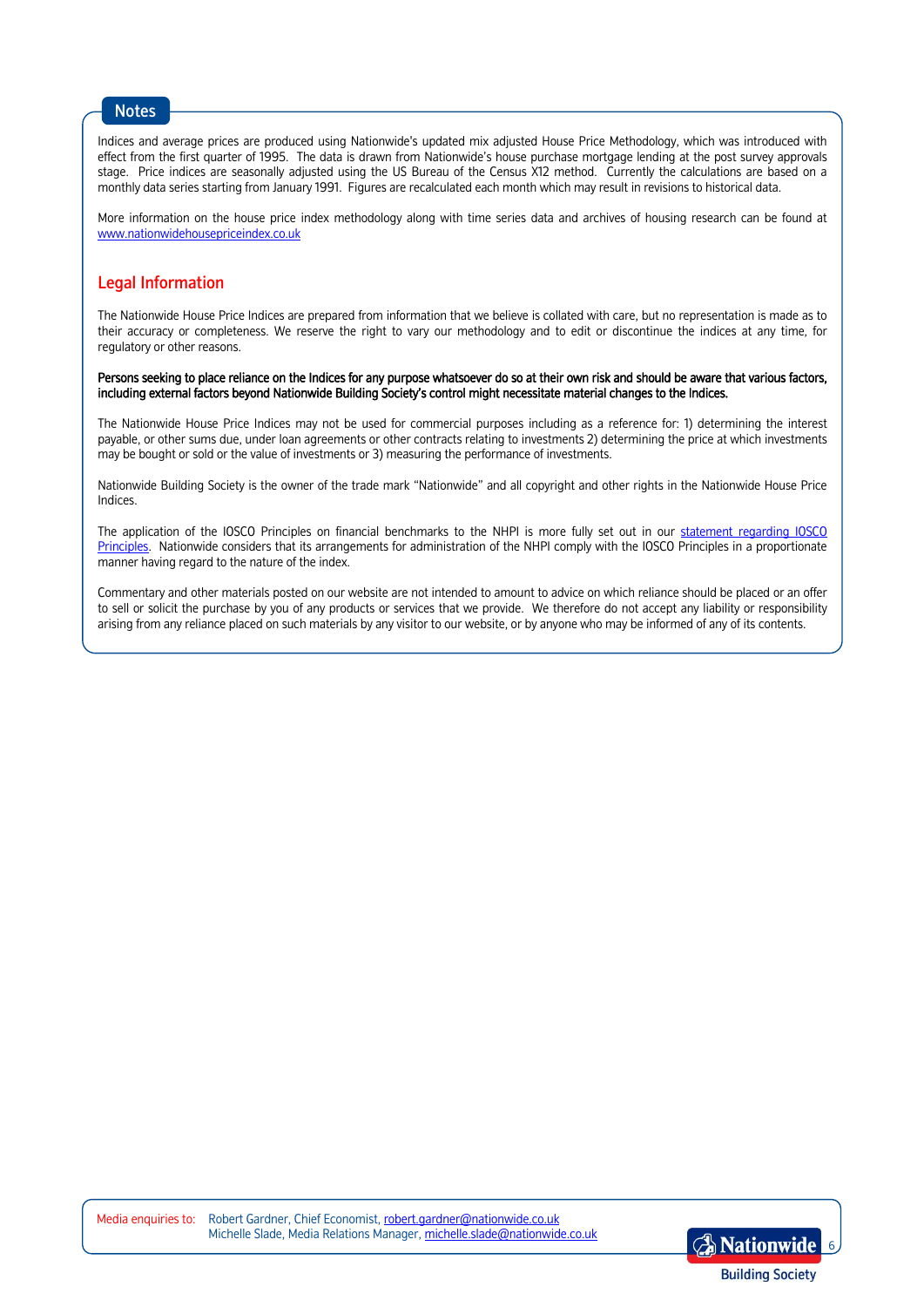## Notes

Indices and average prices are produced using Nationwide's updated mix adjusted House Price Methodology, which was introduced with effect from the first quarter of 1995. The data is drawn from Nationwide's house purchase mortgage lending at the post survey approvals stage. Price indices are seasonally adjusted using the US Bureau of the Census X12 method. Currently the calculations are based on a monthly data series starting from January 1991. Figures are recalculated each month which may result in revisions to historical data.

More information on the house price index methodology along with time series data and archives of housing research can be found at www.nationwidehousepriceindex.co.uk

## Legal Information

The Nationwide House Price Indices are prepared from information that we believe is collated with care, but no representation is made as to their accuracy or completeness. We reserve the right to vary our methodology and to edit or discontinue the indices at any time, for regulatory or other reasons.

**Persons seeking to place reliance on the Indices for any purpose whatsoever do so at their own risk and should be aware that various factors, including external factors beyond Nationwide Building Society's control might necessitate material changes to the Indices.**

The Nationwide House Price Indices may not be used for commercial purposes including as a reference for: 1) determining the interest payable, or other sums due, under loan agreements or other contracts relating to investments 2) determining the price at which investments may be bought or sold or the value of investments or 3) measuring the performance of investments.

Nationwide Building Society is the owner of the trade mark "Nationwide" and all copyright and other rights in the Nationwide House Price Indices.

The application of the IOSCO Principles on financial benchmarks to the NHPI is more fully set out in our statement regarding IOSCO Principles. Nationwide considers that its arrangements for administration of the NHPI comply with the IOSCO Principles in a proportionate manner having regard to the nature of the index.

Commentary and other materials posted on our website are not intended to amount to advice on which reliance should be placed or an offer to sell or solicit the purchase by you of any products or services that we provide. We therefore do not accept any liability or responsibility arising from any reliance placed on such materials by any visitor to our website, or by anyone who may be informed of any of its contents.

Media enquiries to: Robert Gardner, Chief Economist, robert.gardner@nationwide.co.uk
Michelle Slade, Media Relations Manager, michelle.slade@nationwide.co.uk